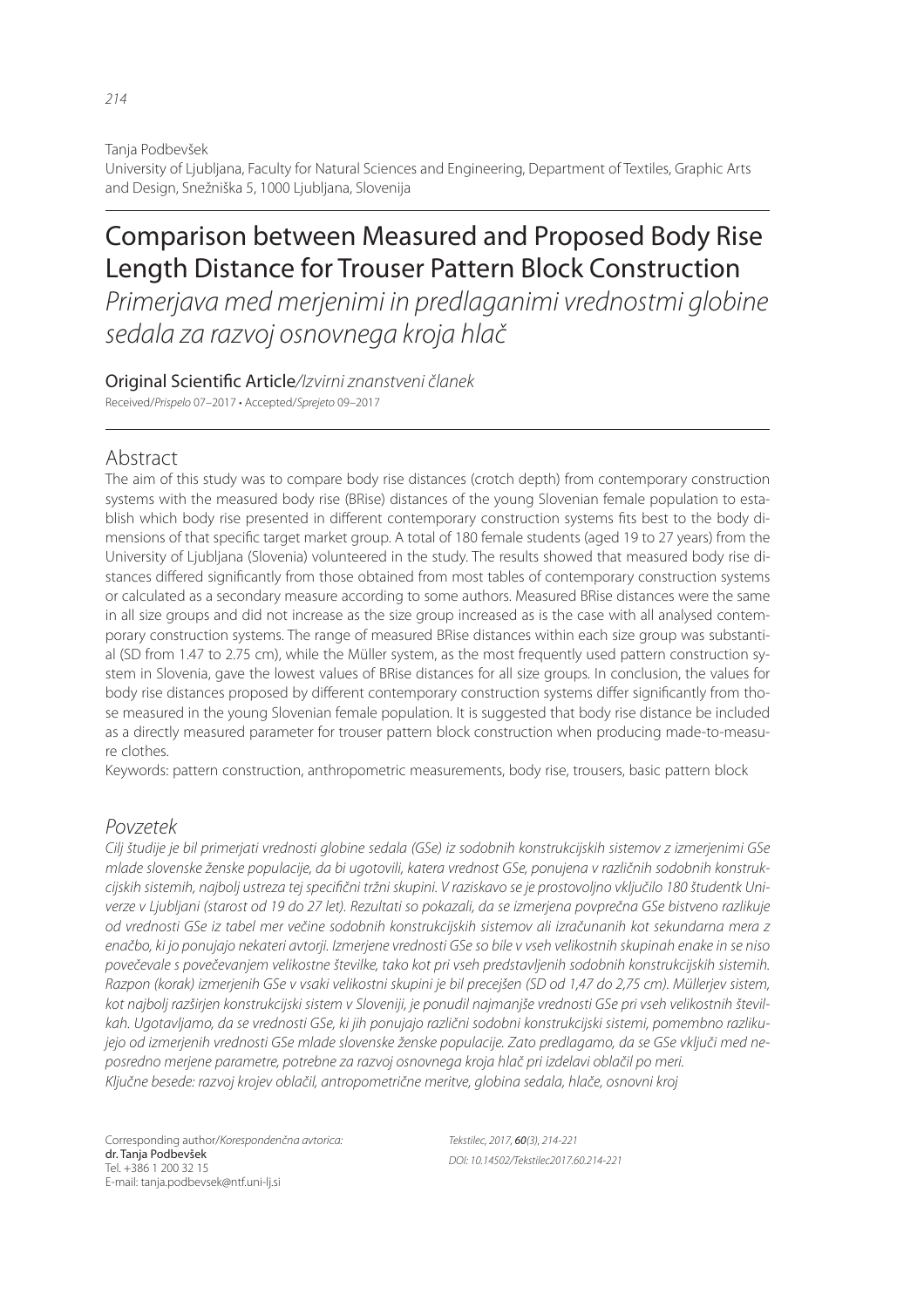Tanja Podbevšek
University of Ljubljana, Faculty for Natural Sciences and Engineering, Department of Textiles, Graphic Arts and Design, Snežniška 5, 1000 Ljubljana, Slovenija

# Comparison between Measured and Proposed Body Rise Length Distance for Trouser Pattern Block Construction

*Primerjava med merjenimi in predlaganimi vrednostmi globine sedala za razvoj osnovnega kroja hlač*

Original Scientific Article/*Izvirni znanstveni članek*

Received/*Prispelo* 07–2017 • Accepted/*Sprejeto* 09–2017

## Abstract

The aim of this study was to compare body rise distances (crotch depth) from contemporary construction systems with the measured body rise (BRise) distances of the young Slovenian female population to establish which body rise presented in different contemporary construction systems fits best to the body dimensions of that specific target market group. A total of 180 female students (aged 19 to 27 years) from the University of Ljubljana (Slovenia) volunteered in the study. The results showed that measured body rise distances differed significantly from those obtained from most tables of contemporary construction systems or calculated as a secondary measure according to some authors. Measured BRise distances were the same in all size groups and did not increase as the size group increased as is the case with all analysed contemporary construction systems. The range of measured BRise distances within each size group was substantial (SD from 1.47 to 2.75 cm), while the Müller system, as the most frequently used pattern construction system in Slovenia, gave the lowest values of BRise distances for all size groups. In conclusion, the values for body rise distances proposed by different contemporary construction systems differ significantly from those measured in the young Slovenian female population. It is suggested that body rise distance be included as a directly measured parameter for trouser pattern block construction when producing made-to-measure clothes.

Keywords: pattern construction, anthropometric measurements, body rise, trousers, basic pattern block

## *Povzetek*

*Cilj študije je bil primerjati vrednosti globine sedala (GSe) iz sodobnih konstrukcijskih sistemov z izmerjenimi GSe mlade slovenske ženske populacije, da bi ugotovili, katera vrednost GSe, ponujena v različnih sodobnih konstrukcijskih sistemih, najbolj ustreza tej specifični tržni skupini. V raziskavo se je prostovoljno vključilo 180 študentk Univerze v Ljubljani (starost od 19 do 27 let). Rezultati so pokazali, da se izmerjena povprečna GSe bistveno razlikuje od vrednosti GSe iz tabel mer večine sodobnih konstrukcijskih sistemov ali izračunanih kot sekundarna mera z enačbo, ki jo ponujajo nekateri avtorji. Izmerjene vrednosti GSe so bile v vseh velikostnih skupinah enake in se niso povečevale s povečevanjem velikostne številke, tako kot pri vseh predstavljenih sodobnih konstrukcijskih sistemih. Razpon (korak) izmerjenih GSe v vsaki velikostni skupini je bil precejšen (SD od 1,47 do 2,75 cm). Müllerjev sistem, kot najbolj razširjen konstrukcijski sistem v Sloveniji, je ponudil najmanjše vrednosti GSe pri vseh velikostnih številkah. Ugotavljamo, da se vrednosti GSe, ki jih ponujajo različni sodobni konstrukcijski sistemi, pomembno razlikujejo od izmerjenih vrednosti GSe mlade slovenske ženske populacije. Zato predlagamo, da se GSe vključi med neposredno merjene parametre, potrebne za razvoj osnovnega kroja hlač pri izdelavi oblačil po meri.*

*Ključne besede: razvoj krojev oblačil, antropometrične meritve, globina sedala, hlače, osnovni kroj*

Corresponding author/*Korespondenčna avtorica:*
**dr. Tanja Podbevšek**
Tel. +386 1 200 32 15
E-mail: tanja.podbevsek@ntf.uni-lj.si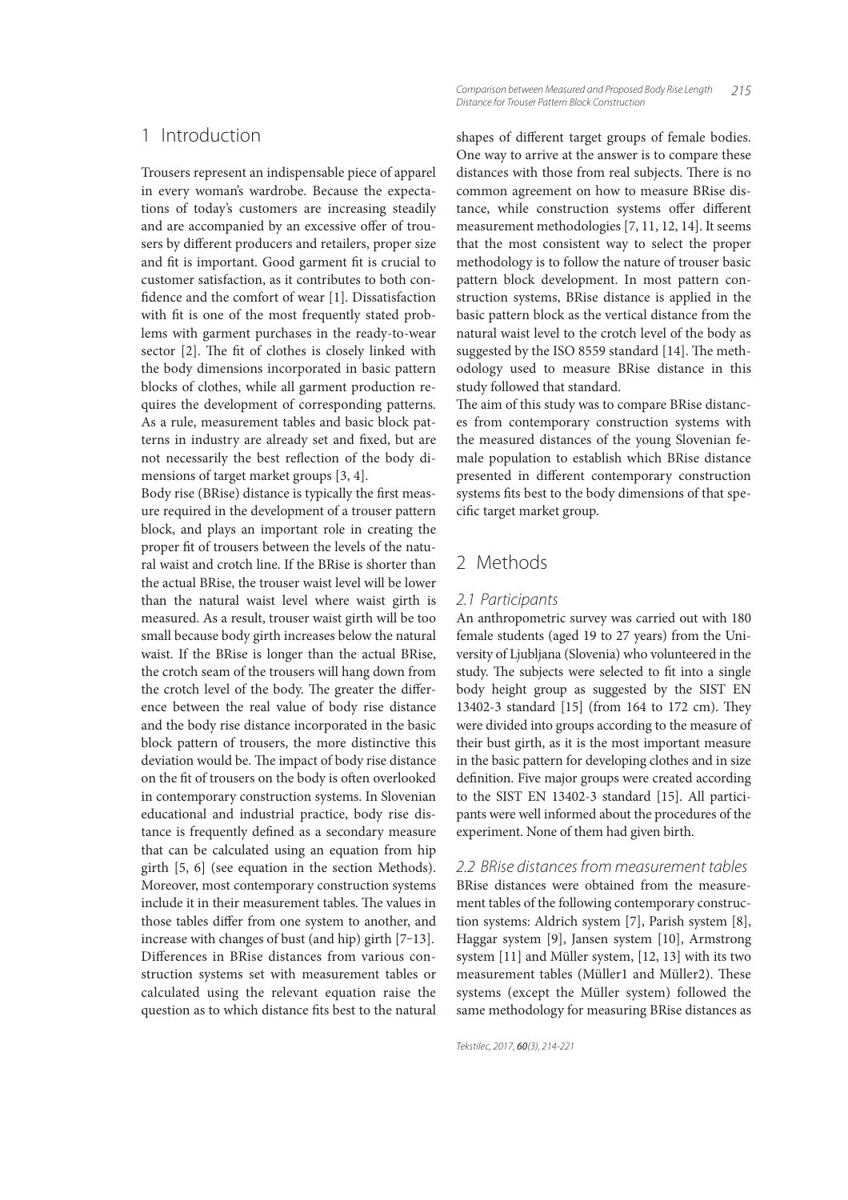## 1 Introduction

Trousers represent an indispensable piece of apparel in every woman's wardrobe. Because the expectations of today's customers are increasing steadily and are accompanied by an excessive offer of trousers by different producers and retailers, proper size and fit is important. Good garment fit is crucial to customer satisfaction, as it contributes to both confidence and the comfort of wear [1]. Dissatisfaction with fit is one of the most frequently stated problems with garment purchases in the ready-to-wear sector [2]. The fit of clothes is closely linked with the body dimensions incorporated in basic pattern blocks of clothes, while all garment production requires the development of corresponding patterns. As a rule, measurement tables and basic block patterns in industry are already set and fixed, but are not necessarily the best reflection of the body dimensions of target market groups [3, 4].

Body rise (BRise) distance is typically the first measure required in the development of a trouser pattern block, and plays an important role in creating the proper fit of trousers between the levels of the natural waist and crotch line. If the BRise is shorter than the actual BRise, the trouser waist level will be lower than the natural waist level where waist girth is measured. As a result, trouser waist girth will be too small because body girth increases below the natural waist. If the BRise is longer than the actual BRise, the crotch seam of the trousers will hang down from the crotch level of the body. The greater the difference between the real value of body rise distance and the body rise distance incorporated in the basic block pattern of trousers, the more distinctive this deviation would be. The impact of body rise distance on the fit of trousers on the body is often overlooked in contemporary construction systems. In Slovenian educational and industrial practice, body rise distance is frequently defined as a secondary measure that can be calculated using an equation from hip girth [5, 6] (see equation in the section Methods). Moreover, most contemporary construction systems include it in their measurement tables. The values in those tables differ from one system to another, and increase with changes of bust (and hip) girth [7–13]. Differences in BRise distances from various construction systems set with measurement tables or calculated using the relevant equation raise the question as to which distance fits best to the natural shapes of different target groups of female bodies. One way to arrive at the answer is to compare these distances with those from real subjects. There is no common agreement on how to measure BRise distance, while construction systems offer different measurement methodologies [7, 11, 12, 14]. It seems that the most consistent way to select the proper methodology is to follow the nature of trouser basic pattern block development. In most pattern construction systems, BRise distance is applied in the basic pattern block as the vertical distance from the natural waist level to the crotch level of the body as suggested by the ISO 8559 standard [14]. The methodology used to measure BRise distance in this study followed that standard.

The aim of this study was to compare BRise distances from contemporary construction systems with the measured distances of the young Slovenian female population to establish which BRise distance presented in different contemporary construction systems fits best to the body dimensions of that specific target market group.

## 2 Methods

### *2.1 Participants*

An anthropometric survey was carried out with 180 female students (aged 19 to 27 years) from the University of Ljubljana (Slovenia) who volunteered in the study. The subjects were selected to fit into a single body height group as suggested by the SIST EN 13402-3 standard [15] (from 164 to 172 cm). They were divided into groups according to the measure of their bust girth, as it is the most important measure in the basic pattern for developing clothes and in size definition. Five major groups were created according to the SIST EN 13402-3 standard [15]. All participants were well informed about the procedures of the experiment. None of them had given birth.

### *2.2 BRise distances from measurement tables*

BRise distances were obtained from the measurement tables of the following contemporary construction systems: Aldrich system [7], Parish system [8], Haggar system [9], Jansen system [10], Armstrong system [11] and Müller system, [12, 13] with its two measurement tables (Müller1 and Müller2). These systems (except the Müller system) followed the same methodology for measuring BRise distances as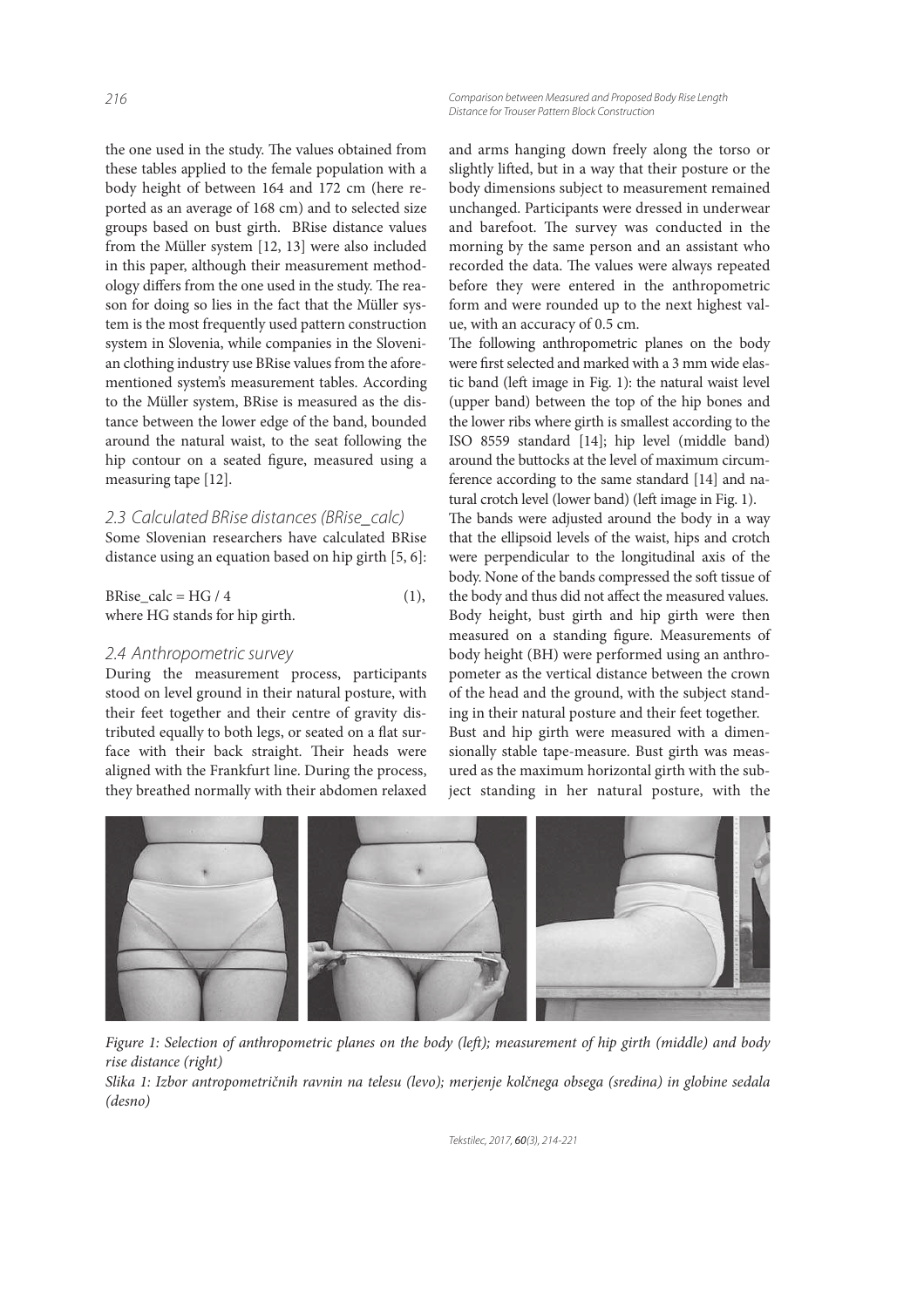the one used in the study. The values obtained from these tables applied to the female population with a body height of between 164 and 172 cm (here reported as an average of 168 cm) and to selected size groups based on bust girth. BRise distance values from the Müller system [12, 13] were also included in this paper, although their measurement methodology differs from the one used in the study. The reason for doing so lies in the fact that the Müller system is the most frequently used pattern construction system in Slovenia, while companies in the Slovenian clothing industry use BRise values from the aforementioned system's measurement tables. According to the Müller system, BRise is measured as the distance between the lower edge of the band, bounded around the natural waist, to the seat following the hip contour on a seated figure, measured using a measuring tape [12].

### 2.3 Calculated BRise distances (BRise_calc)

Some Slovenian researchers have calculated BRise distance using an equation based on hip girth [5, 6]:

$$BRise\_calc = HG / 4 \qquad (1),$$

where HG stands for hip girth.

### 2.4 Anthropometric survey

During the measurement process, participants stood on level ground in their natural posture, with their feet together and their centre of gravity distributed equally to both legs, or seated on a flat surface with their back straight. Their heads were aligned with the Frankfurt line. During the process, they breathed normally with their abdomen relaxed and arms hanging down freely along the torso or slightly lifted, but in a way that their posture or the body dimensions subject to measurement remained unchanged. Participants were dressed in underwear and barefoot. The survey was conducted in the morning by the same person and an assistant who recorded the data. The values were always repeated before they were entered in the anthropometric form and were rounded up to the next highest value, with an accuracy of 0.5 cm.

The following anthropometric planes on the body were first selected and marked with a 3 mm wide elastic band (left image in Fig. 1): the natural waist level (upper band) between the top of the hip bones and the lower ribs where girth is smallest according to the ISO 8559 standard [14]; hip level (middle band) around the buttocks at the level of maximum circumference according to the same standard [14] and natural crotch level (lower band) (left image in Fig. 1).

The bands were adjusted around the body in a way that the ellipsoid levels of the waist, hips and crotch were perpendicular to the longitudinal axis of the body. None of the bands compressed the soft tissue of the body and thus did not affect the measured values. Body height, bust girth and hip girth were then measured on a standing figure. Measurements of body height (BH) were performed using an anthropometer as the vertical distance between the crown of the head and the ground, with the subject standing in their natural posture and their feet together.

Bust and hip girth were measured with a dimensionally stable tape-measure. Bust girth was measured as the maximum horizontal girth with the subject standing in her natural posture, with the

*Figure 1: Selection of anthropometric planes on the body (left); measurement of hip girth (middle) and body rise distance (right)*

*Slika 1: Izbor antropometričnih ravnin na telesu (levo); merjenje kolčnega obsega (sredina) in globine sedala (desno)*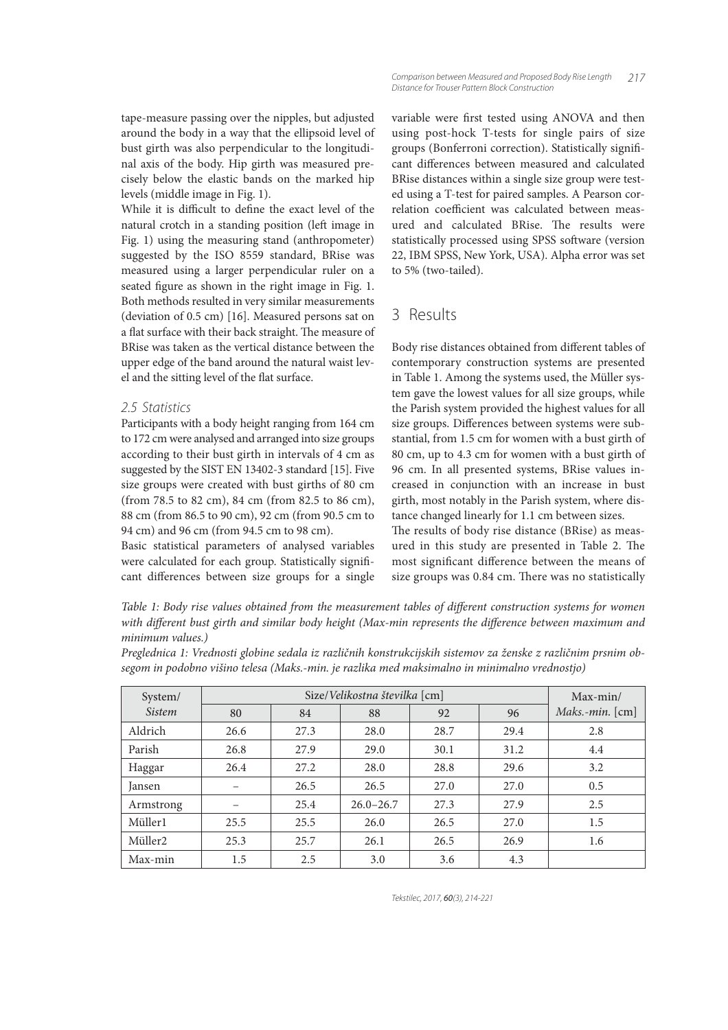tape-measure passing over the nipples, but adjusted around the body in a way that the ellipsoid level of bust girth was also perpendicular to the longitudinal axis of the body. Hip girth was measured precisely below the elastic bands on the marked hip levels (middle image in Fig. 1).

While it is difficult to define the exact level of the natural crotch in a standing position (left image in Fig. 1) using the measuring stand (anthropometer) suggested by the ISO 8559 standard, BRise was measured using a larger perpendicular ruler on a seated figure as shown in the right image in Fig. 1. Both methods resulted in very similar measurements (deviation of 0.5 cm) [16]. Measured persons sat on a flat surface with their back straight. The measure of BRise was taken as the vertical distance between the upper edge of the band around the natural waist level and the sitting level of the flat surface.

### 2.5 Statistics

Participants with a body height ranging from 164 cm to 172 cm were analysed and arranged into size groups according to their bust girth in intervals of 4 cm as suggested by the SIST EN 13402-3 standard [15]. Five size groups were created with bust girths of 80 cm (from 78.5 to 82 cm), 84 cm (from 82.5 to 86 cm), 88 cm (from 86.5 to 90 cm), 92 cm (from 90.5 cm to 94 cm) and 96 cm (from 94.5 cm to 98 cm).

Basic statistical parameters of analysed variables were calculated for each group. Statistically significant differences between size groups for a single variable were first tested using ANOVA and then using post-hock T-tests for single pairs of size groups (Bonferroni correction). Statistically significant differences between measured and calculated BRise distances within a single size group were tested using a T-test for paired samples. A Pearson correlation coefficient was calculated between measured and calculated BRise. The results were statistically processed using SPSS software (version 22, IBM SPSS, New York, USA). Alpha error was set to 5% (two-tailed).

## 3 Results

Body rise distances obtained from different tables of contemporary construction systems are presented in Table 1. Among the systems used, the Müller system gave the lowest values for all size groups, while the Parish system provided the highest values for all size groups. Differences between systems were substantial, from 1.5 cm for women with a bust girth of 80 cm, up to 4.3 cm for women with a bust girth of 96 cm. In all presented systems, BRise values increased in conjunction with an increase in bust girth, most notably in the Parish system, where distance changed linearly for 1.1 cm between sizes.

The results of body rise distance (BRise) as measured in this study are presented in Table 2. The most significant difference between the means of size groups was 0.84 cm. There was no statistically

*Table 1: Body rise values obtained from the measurement tables of different construction systems for women with different bust girth and similar body height (Max-min represents the difference between maximum and minimum values.)*

*Preglednica 1: Vrednosti globine sedala iz različnih konstrukcijskih sistemov za ženske z različnim prsnim obsegom in podobno višino telesa (Maks.-min. je razlika med maksimalno in minimalno vrednostjo)*

| System/ *Sistem* | Size/*Velikostna številka* [cm] | | | | | Max-min/ *Maks.-min.* [cm] |
|---|---|---|---|---|---|---|
| | 80 | 84 | 88 | 92 | 96 | |
| Aldrich | 26.6 | 27.3 | 28.0 | 28.7 | 29.4 | 2.8 |
| Parish | 26.8 | 27.9 | 29.0 | 30.1 | 31.2 | 4.4 |
| Haggar | 26.4 | 27.2 | 28.0 | 28.8 | 29.6 | 3.2 |
| Jansen | – | 26.5 | 26.5 | 27.0 | 27.0 | 0.5 |
| Armstrong | – | 25.4 | 26.0–26.7 | 27.3 | 27.9 | 2.5 |
| Müller1 | 25.5 | 25.5 | 26.0 | 26.5 | 27.0 | 1.5 |
| Müller2 | 25.3 | 25.7 | 26.1 | 26.5 | 26.9 | 1.6 |
| Max-min | 1.5 | 2.5 | 3.0 | 3.6 | 4.3 | |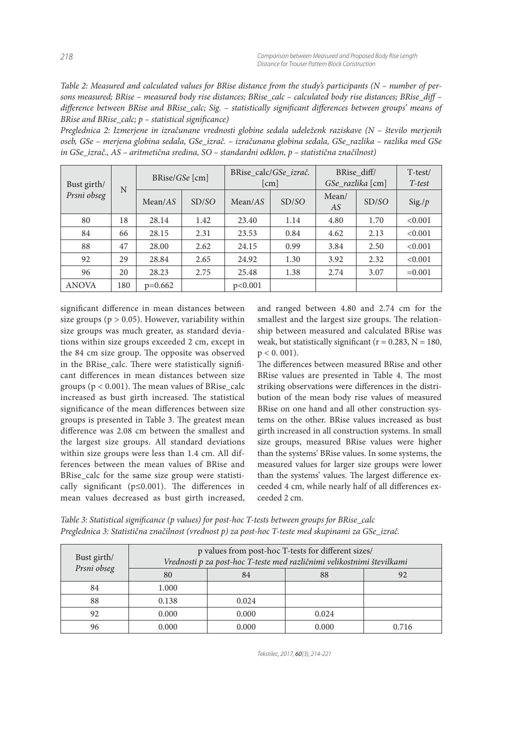*Table 2: Measured and calculated values for BRise distance from the study's participants (N – number of persons measured; BRise – measured body rise distances; BRise_calc – calculated body rise distances; BRise_diff – difference between BRise and BRise_calc; Sig. – statistically significant differences between groups' means of BRise and BRise_calc; p – statistical significance)*

*Preglednica 2: Izmerjene in izračunane vrednosti globine sedala udeleženk raziskave (N – število merjenih oseb, GSe – merjena globina sedala, GSe_izrač. – izračunana globina sedala, GSe_razlika – razlika med GSe in GSe_izrač., AS – aritmetična sredina, SO – standardni odklon, p – statistična značilnost)*

| Bust girth/ *Prsni obseg* | N | BRise/*GSe* [cm] | | BRise_calc/*GSe_izrač.* [cm] | | BRise_diff/ *GSe_razlika* [cm] | | T-test/ *T-test* |
|---|---|---|---|---|---|---|---|---|
| | | Mean/*AS* | SD/*SO* | Mean/*AS* | SD/*SO* | Mean/ *AS* | SD/*SO* | Sig./*p* |
| 80 | 18 | 28.14 | 1.42 | 23.40 | 1.14 | 4.80 | 1.70 | <0.001 |
| 84 | 66 | 28.15 | 2.31 | 23.53 | 0.84 | 4.62 | 2.13 | <0.001 |
| 88 | 47 | 28.00 | 2.62 | 24.15 | 0.99 | 3.84 | 2.50 | <0.001 |
| 92 | 29 | 28.84 | 2.65 | 24.92 | 1.30 | 3.92 | 2.32 | <0.001 |
| 96 | 20 | 28.23 | 2.75 | 25.48 | 1.38 | 2.74 | 3.07 | =0.001 |
| ANOVA | 180 | p=0.662 | | p<0.001 | | | | |

significant difference in mean distances between size groups ($p > 0.05$). However, variability within size groups was much greater, as standard deviations within size groups exceeded 2 cm, except in the 84 cm size group. The opposite was observed in the BRise_calc. There were statistically significant differences in mean distances between size groups ($p < 0.001$). The mean values of BRise_calc increased as bust girth increased. The statistical significance of the mean differences between size groups is presented in Table 3. The greatest mean difference was 2.08 cm between the smallest and the largest size groups. All standard deviations within size groups were less than 1.4 cm. All differences between the mean values of BRise and BRise_calc for the same size group were statistically significant ($p \leq 0.001$). The differences in mean values decreased as bust girth increased, and ranged between 4.80 and 2.74 cm for the smallest and the largest size groups. The relationship between measured and calculated BRise was weak, but statistically significant ($r = 0.283$, $N = 180$, $p < 0.001$).

The differences between measured BRise and other BRise values are presented in Table 4. The most striking observations were differences in the distribution of the mean body rise values of measured BRise on one hand and all other construction systems on the other. BRise values increased as bust girth increased in all construction systems. In small size groups, measured BRise values were higher than the systems' BRise values. In some systems, the measured values for larger size groups were lower than the systems' values. The largest difference exceeded 4 cm, while nearly half of all differences exceeded 2 cm.

*Table 3: Statistical significance (p values) for post-hoc T-tests between groups for BRise_calc*

*Preglednica 3: Statistična značilnost (vrednost p) za post-hoc T-teste med skupinami za GSe_izrač.*

| Bust girth/ *Prsni obseg* | p values from post-hoc T-tests for different sizes/ *Vrednosti p za post-hoc T-teste med različnimi velikostnimi številkami* | | | |
|---|---|---|---|---|
| | 80 | 84 | 88 | 92 |
| 84 | 1.000 | | | |
| 88 | 0.138 | 0.024 | | |
| 92 | 0.000 | 0.000 | 0.024 | |
| 96 | 0.000 | 0.000 | 0.000 | 0.716 |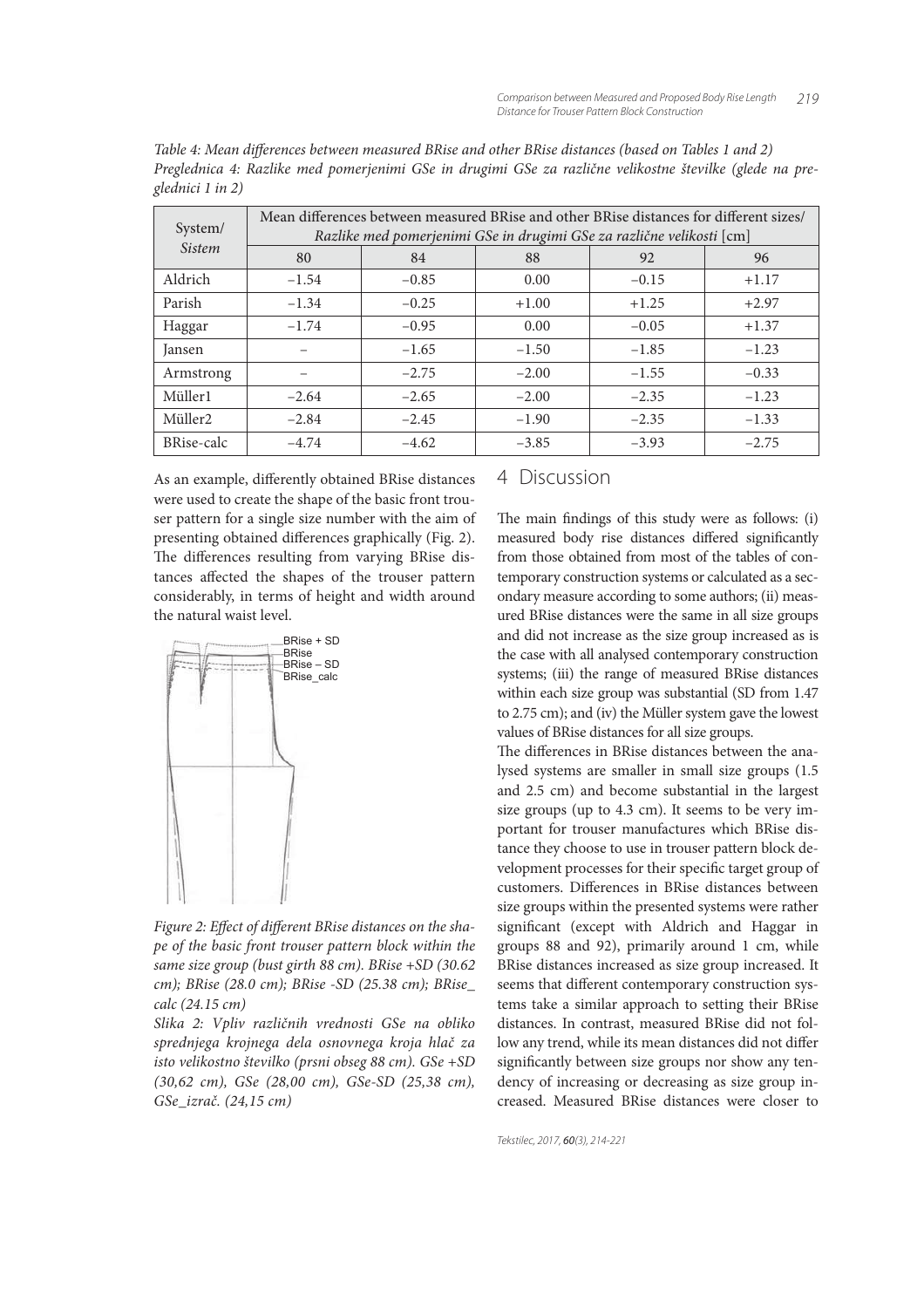*Table 4: Mean differences between measured BRise and other BRise distances (based on Tables 1 and 2)*
*Preglednica 4: Razlike med pomerjenimi GSe in drugimi GSe za različne velikostne številke (glede na preglednici 1 in 2)*

| System/ *Sistem* | Mean differences between measured BRise and other BRise distances for different sizes/ *Razlike med pomerjenimi GSe in drugimi GSe za različne velikosti* [cm] | | | | |
|---|---|---|---|---|---|
| | 80 | 84 | 88 | 92 | 96 |
| Aldrich | −1.54 | −0.85 | 0.00 | −0.15 | +1.17 |
| Parish | −1.34 | −0.25 | +1.00 | +1.25 | +2.97 |
| Haggar | −1.74 | −0.95 | 0.00 | −0.05 | +1.37 |
| Jansen | – | −1.65 | −1.50 | −1.85 | −1.23 |
| Armstrong | – | −2.75 | −2.00 | −1.55 | −0.33 |
| Müller1 | −2.64 | −2.65 | −2.00 | −2.35 | −1.23 |
| Müller2 | −2.84 | −2.45 | −1.90 | −2.35 | −1.33 |
| BRise-calc | −4.74 | −4.62 | −3.85 | −3.93 | −2.75 |

As an example, differently obtained BRise distances were used to create the shape of the basic front trouser pattern for a single size number with the aim of presenting obtained differences graphically (Fig. 2). The differences resulting from varying BRise distances affected the shapes of the trouser pattern considerably, in terms of height and width around the natural waist level.

*Figure 2: Effect of different BRise distances on the shape of the basic front trouser pattern block within the same size group (bust girth 88 cm). BRise +SD (30.62 cm); BRise (28.0 cm); BRise -SD (25.38 cm); BRise_calc (24.15 cm)*

*Slika 2: Vpliv različnih vrednosti GSe na obliko sprednjega krojnega dela osnovnega kroja hlač za isto velikostno številko (prsni obseg 88 cm). GSe +SD (30,62 cm), GSe (28,00 cm), GSe-SD (25,38 cm), GSe_izrač. (24,15 cm)*

## 4 Discussion

The main findings of this study were as follows: (i) measured body rise distances differed significantly from those obtained from most of the tables of contemporary construction systems or calculated as a secondary measure according to some authors; (ii) measured BRise distances were the same in all size groups and did not increase as the size group increased as is the case with all analysed contemporary construction systems; (iii) the range of measured BRise distances within each size group was substantial (SD from 1.47 to 2.75 cm); and (iv) the Müller system gave the lowest values of BRise distances for all size groups.

The differences in BRise distances between the analysed systems are smaller in small size groups (1.5 and 2.5 cm) and become substantial in the largest size groups (up to 4.3 cm). It seems to be very important for trouser manufactures which BRise distance they choose to use in trouser pattern block development processes for their specific target group of customers. Differences in BRise distances between size groups within the presented systems were rather significant (except with Aldrich and Haggar in groups 88 and 92), primarily around 1 cm, while BRise distances increased as size group increased. It seems that different contemporary construction systems take a similar approach to setting their BRise distances. In contrast, measured BRise did not follow any trend, while its mean distances did not differ significantly between size groups nor show any tendency of increasing or decreasing as size group increased. Measured BRise distances were closer to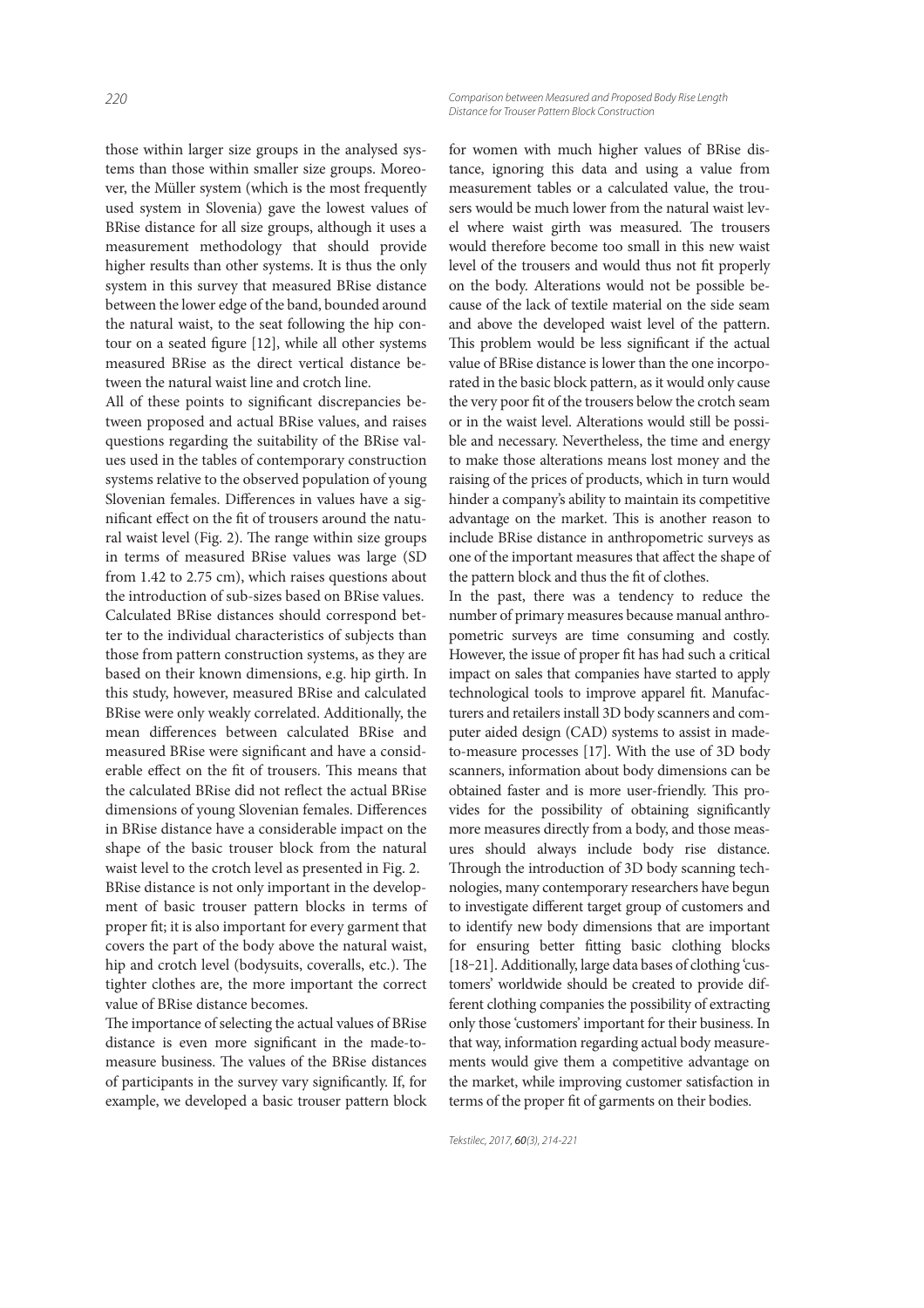those within larger size groups in the analysed systems than those within smaller size groups. Moreover, the Müller system (which is the most frequently used system in Slovenia) gave the lowest values of BRise distance for all size groups, although it uses a measurement methodology that should provide higher results than other systems. It is thus the only system in this survey that measured BRise distance between the lower edge of the band, bounded around the natural waist, to the seat following the hip contour on a seated figure [12], while all other systems measured BRise as the direct vertical distance between the natural waist line and crotch line.

All of these points to significant discrepancies between proposed and actual BRise values, and raises questions regarding the suitability of the BRise values used in the tables of contemporary construction systems relative to the observed population of young Slovenian females. Differences in values have a significant effect on the fit of trousers around the natural waist level (Fig. 2). The range within size groups in terms of measured BRise values was large (SD from 1.42 to 2.75 cm), which raises questions about the introduction of sub-sizes based on BRise values.

Calculated BRise distances should correspond better to the individual characteristics of subjects than those from pattern construction systems, as they are based on their known dimensions, e.g. hip girth. In this study, however, measured BRise and calculated BRise were only weakly correlated. Additionally, the mean differences between calculated BRise and measured BRise were significant and have a considerable effect on the fit of trousers. This means that the calculated BRise did not reflect the actual BRise dimensions of young Slovenian females. Differences in BRise distance have a considerable impact on the shape of the basic trouser block from the natural waist level to the crotch level as presented in Fig. 2.

BRise distance is not only important in the development of basic trouser pattern blocks in terms of proper fit; it is also important for every garment that covers the part of the body above the natural waist, hip and crotch level (bodysuits, coveralls, etc.). The tighter clothes are, the more important the correct value of BRise distance becomes.

The importance of selecting the actual values of BRise distance is even more significant in the made-to-measure business. The values of the BRise distances of participants in the survey vary significantly. If, for example, we developed a basic trouser pattern block for women with much higher values of BRise distance, ignoring this data and using a value from measurement tables or a calculated value, the trousers would be much lower from the natural waist level where waist girth was measured. The trousers would therefore become too small in this new waist level of the trousers and would thus not fit properly on the body. Alterations would not be possible because of the lack of textile material on the side seam and above the developed waist level of the pattern. This problem would be less significant if the actual value of BRise distance is lower than the one incorporated in the basic block pattern, as it would only cause the very poor fit of the trousers below the crotch seam or in the waist level. Alterations would still be possible and necessary. Nevertheless, the time and energy to make those alterations means lost money and the raising of the prices of products, which in turn would hinder a company's ability to maintain its competitive advantage on the market. This is another reason to include BRise distance in anthropometric surveys as one of the important measures that affect the shape of the pattern block and thus the fit of clothes.

In the past, there was a tendency to reduce the number of primary measures because manual anthropometric surveys are time consuming and costly. However, the issue of proper fit has had such a critical impact on sales that companies have started to apply technological tools to improve apparel fit. Manufacturers and retailers install 3D body scanners and computer aided design (CAD) systems to assist in made-to-measure processes [17]. With the use of 3D body scanners, information about body dimensions can be obtained faster and is more user-friendly. This provides for the possibility of obtaining significantly more measures directly from a body, and those measures should always include body rise distance. Through the introduction of 3D body scanning technologies, many contemporary researchers have begun to investigate different target group of customers and to identify new body dimensions that are important for ensuring better fitting basic clothing blocks [18–21]. Additionally, large data bases of clothing 'customers' worldwide should be created to provide different clothing companies the possibility of extracting only those 'customers' important for their business. In that way, information regarding actual body measurements would give them a competitive advantage on the market, while improving customer satisfaction in terms of the proper fit of garments on their bodies.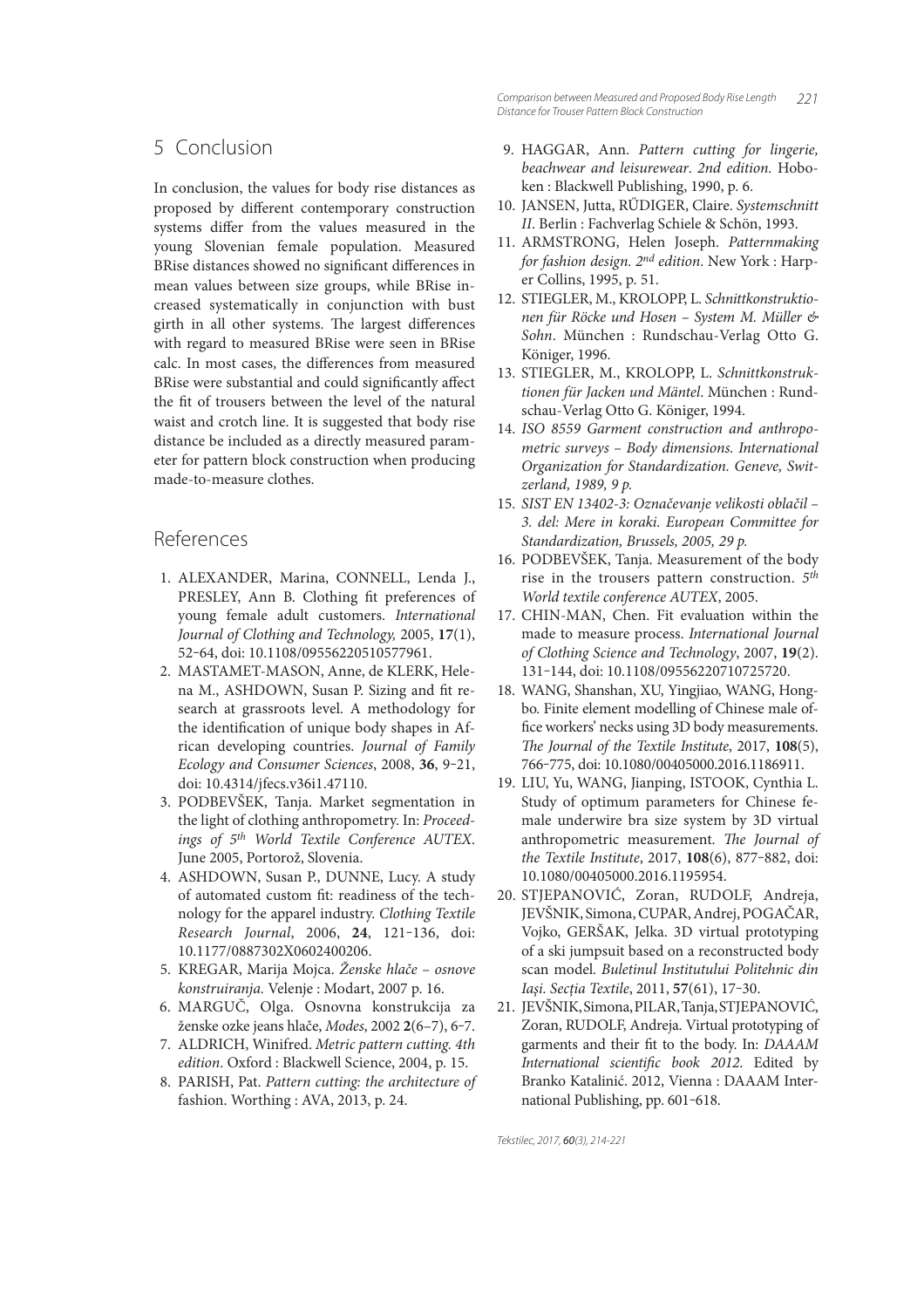## 5 Conclusion

In conclusion, the values for body rise distances as proposed by different contemporary construction systems differ from the values measured in the young Slovenian female population. Measured BRise distances showed no significant differences in mean values between size groups, while BRise increased systematically in conjunction with bust girth in all other systems. The largest differences with regard to measured BRise were seen in BRise calc. In most cases, the differences from measured BRise were substantial and could significantly affect the fit of trousers between the level of the natural waist and crotch line. It is suggested that body rise distance be included as a directly measured parameter for pattern block construction when producing made-to-measure clothes.

## References

1. ALEXANDER, Marina, CONNELL, Lenda J., PRESLEY, Ann B. Clothing fit preferences of young female adult customers. *International Journal of Clothing and Technology,* 2005, **17**(1), 52–64, doi: 10.1108/09556220510577961.
2. MASTAMET-MASON, Anne, de KLERK, Helena M., ASHDOWN, Susan P. Sizing and fit research at grassroots level. A methodology for the identification of unique body shapes in African developing countries. *Journal of Family Ecology and Consumer Sciences*, 2008, **36**, 9–21, doi: 10.4314/jfecs.v36i1.47110.
3. PODBEVŠEK, Tanja. Market segmentation in the light of clothing anthropometry. In: *Proceedings of 5th World Textile Conference AUTEX*. June 2005, Portorož, Slovenia.
4. ASHDOWN, Susan P., DUNNE, Lucy. A study of automated custom fit: readiness of the technology for the apparel industry. *Clothing Textile Research Journal*, 2006, **24**, 121–136, doi: 10.1177/0887302X0602400206.
5. KREGAR, Marija Mojca. *Ženske hlače – osnove konstruiranja.* Velenje : Modart, 2007 p. 16.
6. MARGUČ, Olga. Osnovna konstrukcija za ženske ozke jeans hlače, *Modes*, 2002 **2**(6–7), 6–7.
7. ALDRICH, Winifred. *Metric pattern cutting. 4th edition*. Oxford : Blackwell Science, 2004, p. 15.
8. PARISH, Pat. *Pattern cutting: the architecture of* fashion. Worthing : AVA, 2013, p. 24.
9. HAGGAR, Ann. *Pattern cutting for lingerie, beachwear and leisurewear*. *2nd edition.* Hoboken : Blackwell Publishing, 1990, p. 6.
10. JANSEN, Jutta, RŰDIGER, Claire. *Systemschnitt II*. Berlin : Fachverlag Schiele & Schön, 1993.
11. ARMSTRONG, Helen Joseph. *Patternmaking for fashion design. 2nd edition*. New York : Harper Collins, 1995, p. 51.
12. STIEGLER, M., KROLOPP, L. *Schnittkonstruktionen für Röcke und Hosen – System M. Müller & Sohn*. München : Rundschau-Verlag Otto G. Königer, 1996.
13. STIEGLER, M., KROLOPP, L. *Schnittkonstruktionen für Jacken und Mäntel*. München : Rundschau-Verlag Otto G. Königer, 1994.
14. *ISO 8559 Garment construction and anthropometric surveys – Body dimensions. International Organization for Standardization. Geneve, Switzerland, 1989, 9 p.*
15. *SIST EN 13402-3: Označevanje velikosti oblačil – 3. del: Mere in koraki. European Committee for Standardization, Brussels, 2005, 29 p.*
16. PODBEVŠEK, Tanja. Measurement of the body rise in the trousers pattern construction. *5th World textile conference AUTEX*, 2005.
17. CHIN-MAN, Chen. Fit evaluation within the made to measure process. *International Journal of Clothing Science and Technology*, 2007, **19**(2). 131–144, doi: 10.1108/09556220710725720.
18. WANG, Shanshan, XU, Yingjiao, WANG, Hongbo. Finite element modelling of Chinese male office workers' necks using 3D body measurements. *The Journal of the Textile Institute*, 2017, **108**(5), 766–775, doi: 10.1080/00405000.2016.1186911.
19. LIU, Yu, WANG, Jianping, ISTOOK, Cynthia L. Study of optimum parameters for Chinese female underwire bra size system by 3D virtual anthropometric measurement. *The Journal of the Textile Institute*, 2017, **108**(6), 877–882, doi: 10.1080/00405000.2016.1195954.
20. STJEPANOVIĆ, Zoran, RUDOLF, Andreja, JEVŠNIK, Simona, CUPAR, Andrej, POGAČAR, Vojko, GERŠAK, Jelka. 3D virtual prototyping of a ski jumpsuit based on a reconstructed body scan model. *Buletinul Institutului Politehnic din Iași. Secția Textile*, 2011, **57**(61), 17–30.
21. JEVŠNIK, Simona, PILAR, Tanja, STJEPANOVIĆ, Zoran, RUDOLF, Andreja. Virtual prototyping of garments and their fit to the body. In: *DAAAM International scientific book 2012*. Edited by Branko Katalinić. 2012, Vienna : DAAAM International Publishing, pp. 601–618.